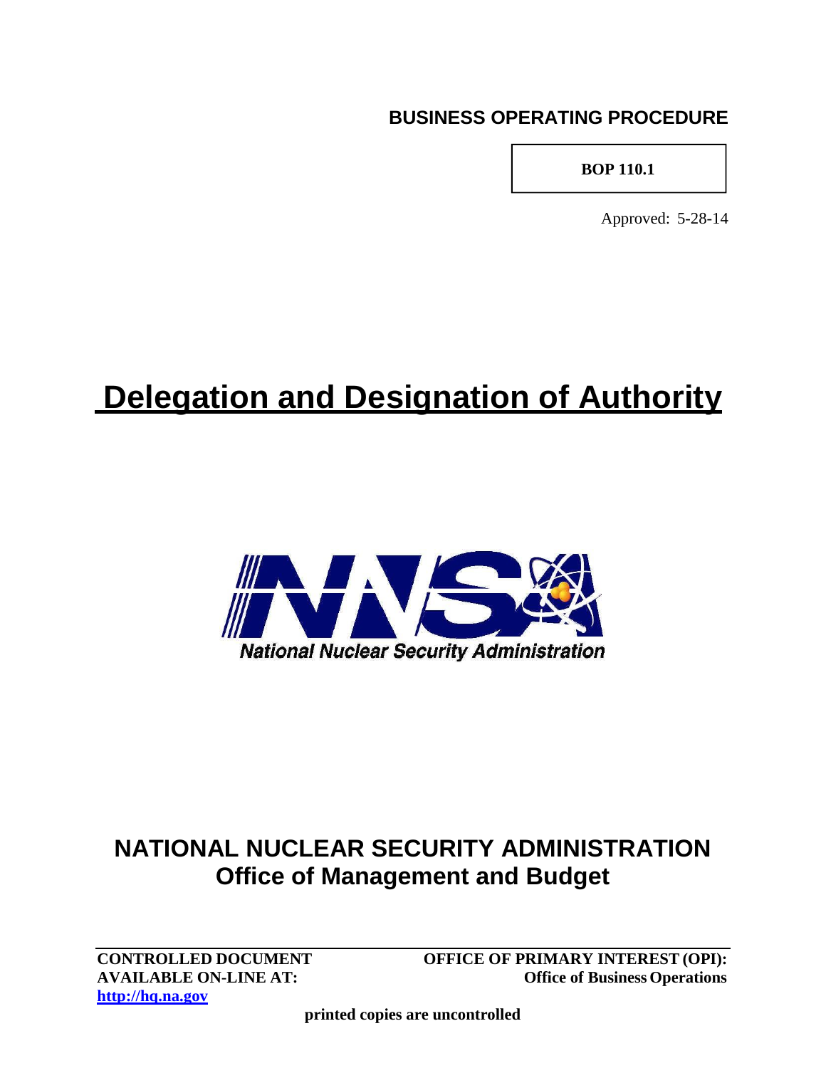**BUSINESS OPERATING PROCEDURE**

**BOP 110.1**

Approved: 5-28-14

# Delegation and Designation of Authority

National Nuclear Security Administration

## NATIONAL NUCLEAR SECURITY ADMINISTRATION
## Office of Management and Budget

**CONTROLLED DOCUMENT AVAILABLE ON-LINE AT:** **[http://hq.na.gov](http://hq.na.gov)**

**OFFICE OF PRIMARY INTEREST (OPI): Office of Business Operations**

**printed copies are uncontrolled**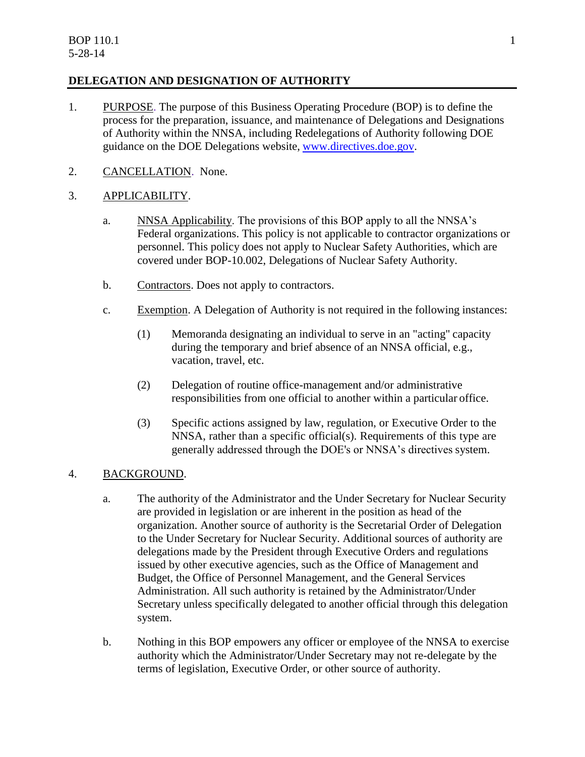## DELEGATION AND DESIGNATION OF AUTHORITY

1. PURPOSE. The purpose of this Business Operating Procedure (BOP) is to define the process for the preparation, issuance, and maintenance of Delegations and Designations of Authority within the NNSA, including Redelegations of Authority following DOE guidance on the DOE Delegations website, [www.directives.doe.gov](www.directives.doe.gov).

2. CANCELLATION. None.

3. APPLICABILITY.

   a. NNSA Applicability. The provisions of this BOP apply to all the NNSA's Federal organizations. This policy is not applicable to contractor organizations or personnel. This policy does not apply to Nuclear Safety Authorities, which are covered under BOP-10.002, Delegations of Nuclear Safety Authority.

   b. Contractors. Does not apply to contractors.

   c. Exemption. A Delegation of Authority is not required in the following instances:

      (1) Memoranda designating an individual to serve in an "acting" capacity during the temporary and brief absence of an NNSA official, e.g., vacation, travel, etc.

      (2) Delegation of routine office-management and/or administrative responsibilities from one official to another within a particular office.

      (3) Specific actions assigned by law, regulation, or Executive Order to the NNSA, rather than a specific official(s). Requirements of this type are generally addressed through the DOE's or NNSA's directives system.

4. BACKGROUND.

   a. The authority of the Administrator and the Under Secretary for Nuclear Security are provided in legislation or are inherent in the position as head of the organization. Another source of authority is the Secretarial Order of Delegation to the Under Secretary for Nuclear Security. Additional sources of authority are delegations made by the President through Executive Orders and regulations issued by other executive agencies, such as the Office of Management and Budget, the Office of Personnel Management, and the General Services Administration. All such authority is retained by the Administrator/Under Secretary unless specifically delegated to another official through this delegation system.

   b. Nothing in this BOP empowers any officer or employee of the NNSA to exercise authority which the Administrator/Under Secretary may not re-delegate by the terms of legislation, Executive Order, or other source of authority.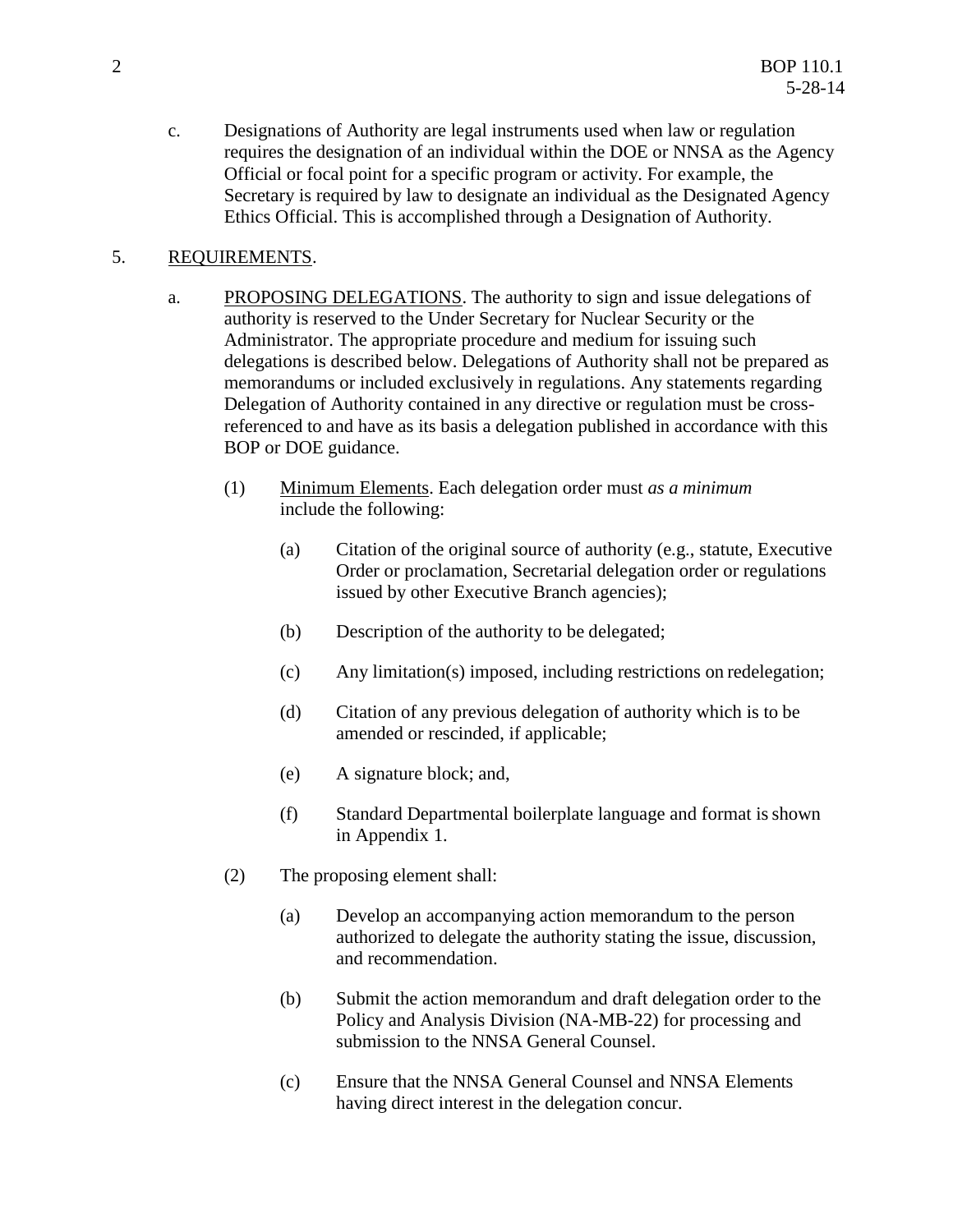c. Designations of Authority are legal instruments used when law or regulation requires the designation of an individual within the DOE or NNSA as the Agency Official or focal point for a specific program or activity. For example, the Secretary is required by law to designate an individual as the Designated Agency Ethics Official. This is accomplished through a Designation of Authority.

5. REQUIREMENTS.

a. PROPOSING DELEGATIONS. The authority to sign and issue delegations of authority is reserved to the Under Secretary for Nuclear Security or the Administrator. The appropriate procedure and medium for issuing such delegations is described below. Delegations of Authority shall not be prepared as memorandums or included exclusively in regulations. Any statements regarding Delegation of Authority contained in any directive or regulation must be cross-referenced to and have as its basis a delegation published in accordance with this BOP or DOE guidance.

(1) Minimum Elements. Each delegation order must *as a minimum* include the following:

(a) Citation of the original source of authority (e.g., statute, Executive Order or proclamation, Secretarial delegation order or regulations issued by other Executive Branch agencies);

(b) Description of the authority to be delegated;

(c) Any limitation(s) imposed, including restrictions on redelegation;

(d) Citation of any previous delegation of authority which is to be amended or rescinded, if applicable;

(e) A signature block; and,

(f) Standard Departmental boilerplate language and format is shown in Appendix 1.

(2) The proposing element shall:

(a) Develop an accompanying action memorandum to the person authorized to delegate the authority stating the issue, discussion, and recommendation.

(b) Submit the action memorandum and draft delegation order to the Policy and Analysis Division (NA-MB-22) for processing and submission to the NNSA General Counsel.

(c) Ensure that the NNSA General Counsel and NNSA Elements having direct interest in the delegation concur.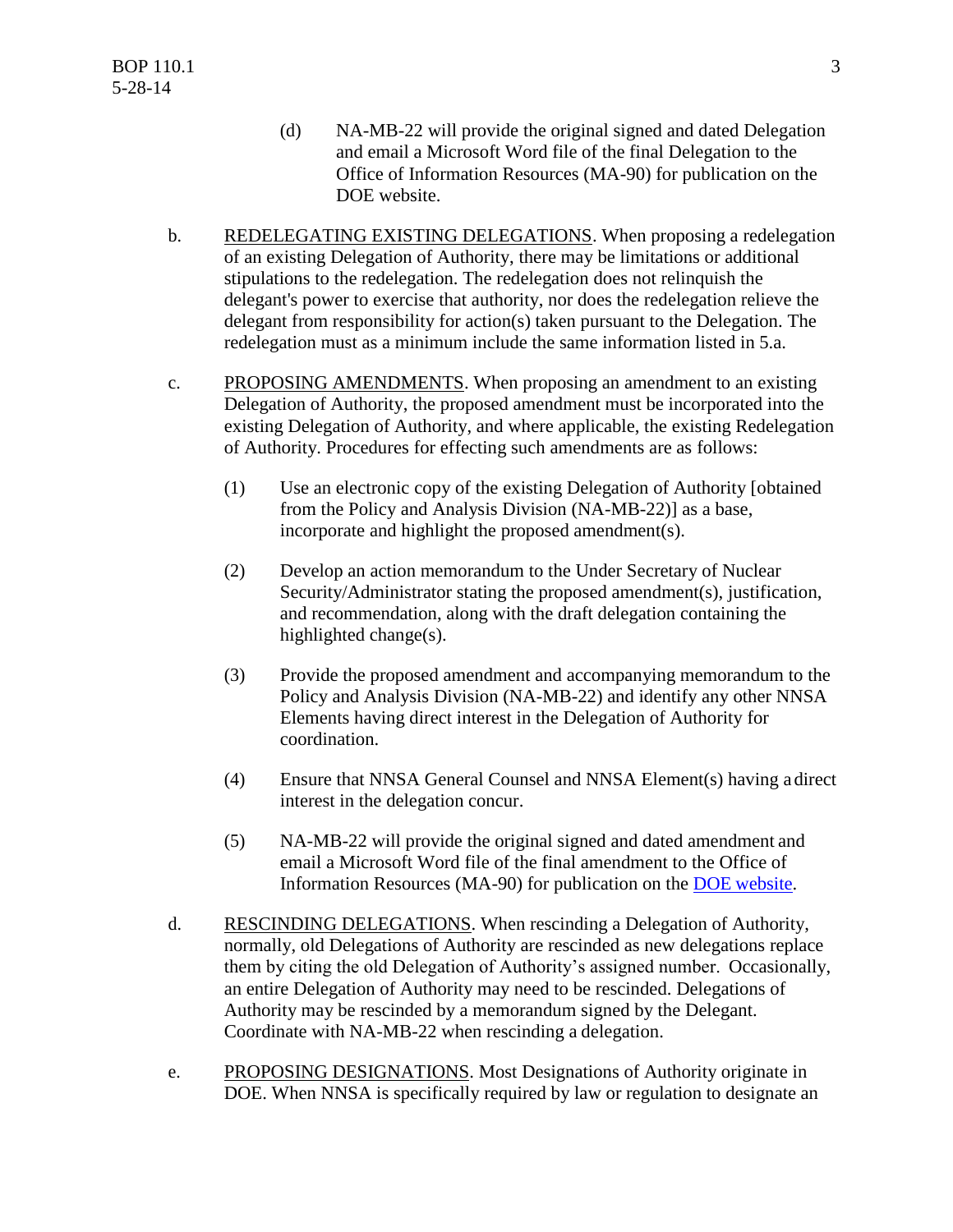(d) NA-MB-22 will provide the original signed and dated Delegation and email a Microsoft Word file of the final Delegation to the Office of Information Resources (MA-90) for publication on the DOE website.

b. REDELEGATING EXISTING DELEGATIONS. When proposing a redelegation of an existing Delegation of Authority, there may be limitations or additional stipulations to the redelegation. The redelegation does not relinquish the delegant's power to exercise that authority, nor does the redelegation relieve the delegant from responsibility for action(s) taken pursuant to the Delegation. The redelegation must as a minimum include the same information listed in 5.a.

c. PROPOSING AMENDMENTS. When proposing an amendment to an existing Delegation of Authority, the proposed amendment must be incorporated into the existing Delegation of Authority, and where applicable, the existing Redelegation of Authority. Procedures for effecting such amendments are as follows:

(1) Use an electronic copy of the existing Delegation of Authority [obtained from the Policy and Analysis Division (NA-MB-22)] as a base, incorporate and highlight the proposed amendment(s).

(2) Develop an action memorandum to the Under Secretary of Nuclear Security/Administrator stating the proposed amendment(s), justification, and recommendation, along with the draft delegation containing the highlighted change(s).

(3) Provide the proposed amendment and accompanying memorandum to the Policy and Analysis Division (NA-MB-22) and identify any other NNSA Elements having direct interest in the Delegation of Authority for coordination.

(4) Ensure that NNSA General Counsel and NNSA Element(s) having a direct interest in the delegation concur.

(5) NA-MB-22 will provide the original signed and dated amendment and email a Microsoft Word file of the final amendment to the Office of Information Resources (MA-90) for publication on the DOE website.

d. RESCINDING DELEGATIONS. When rescinding a Delegation of Authority, normally, old Delegations of Authority are rescinded as new delegations replace them by citing the old Delegation of Authority's assigned number. Occasionally, an entire Delegation of Authority may need to be rescinded. Delegations of Authority may be rescinded by a memorandum signed by the Delegant. Coordinate with NA-MB-22 when rescinding a delegation.

e. PROPOSING DESIGNATIONS. Most Designations of Authority originate in DOE. When NNSA is specifically required by law or regulation to designate an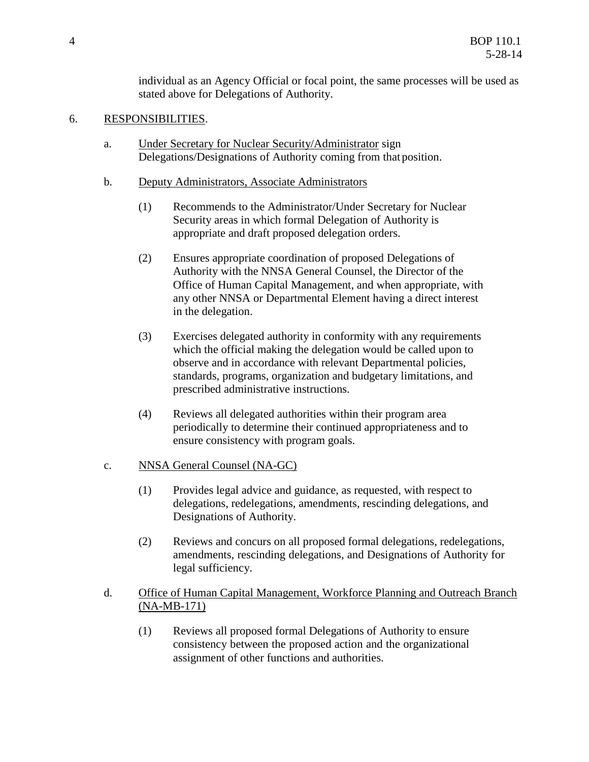individual as an Agency Official or focal point, the same processes will be used as stated above for Delegations of Authority.

6. RESPONSIBILITIES.

   a. Under Secretary for Nuclear Security/Administrator sign Delegations/Designations of Authority coming from that position.

   b. Deputy Administrators, Associate Administrators

      (1) Recommends to the Administrator/Under Secretary for Nuclear Security areas in which formal Delegation of Authority is appropriate and draft proposed delegation orders.

      (2) Ensures appropriate coordination of proposed Delegations of Authority with the NNSA General Counsel, the Director of the Office of Human Capital Management, and when appropriate, with any other NNSA or Departmental Element having a direct interest in the delegation.

      (3) Exercises delegated authority in conformity with any requirements which the official making the delegation would be called upon to observe and in accordance with relevant Departmental policies, standards, programs, organization and budgetary limitations, and prescribed administrative instructions.

      (4) Reviews all delegated authorities within their program area periodically to determine their continued appropriateness and to ensure consistency with program goals.

   c. NNSA General Counsel (NA-GC)

      (1) Provides legal advice and guidance, as requested, with respect to delegations, redelegations, amendments, rescinding delegations, and Designations of Authority.

      (2) Reviews and concurs on all proposed formal delegations, redelegations, amendments, rescinding delegations, and Designations of Authority for legal sufficiency.

   d. Office of Human Capital Management, Workforce Planning and Outreach Branch (NA-MB-171)

      (1) Reviews all proposed formal Delegations of Authority to ensure consistency between the proposed action and the organizational assignment of other functions and authorities.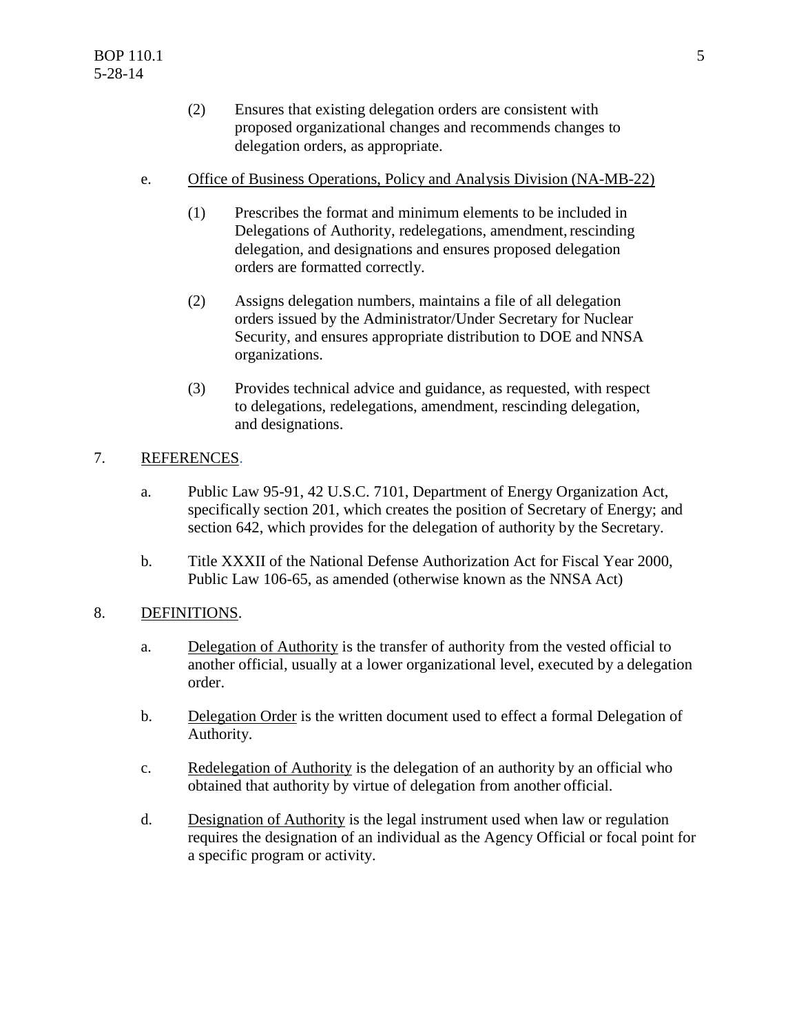(2) Ensures that existing delegation orders are consistent with proposed organizational changes and recommends changes to delegation orders, as appropriate.

e. Office of Business Operations, Policy and Analysis Division (NA-MB-22)

(1) Prescribes the format and minimum elements to be included in Delegations of Authority, redelegations, amendment, rescinding delegation, and designations and ensures proposed delegation orders are formatted correctly.

(2) Assigns delegation numbers, maintains a file of all delegation orders issued by the Administrator/Under Secretary for Nuclear Security, and ensures appropriate distribution to DOE and NNSA organizations.

(3) Provides technical advice and guidance, as requested, with respect to delegations, redelegations, amendment, rescinding delegation, and designations.

7. REFERENCES.

a. Public Law 95-91, 42 U.S.C. 7101, Department of Energy Organization Act, specifically section 201, which creates the position of Secretary of Energy; and section 642, which provides for the delegation of authority by the Secretary.

b. Title XXXII of the National Defense Authorization Act for Fiscal Year 2000, Public Law 106-65, as amended (otherwise known as the NNSA Act)

8. DEFINITIONS.

a. Delegation of Authority is the transfer of authority from the vested official to another official, usually at a lower organizational level, executed by a delegation order.

b. Delegation Order is the written document used to effect a formal Delegation of Authority.

c. Redelegation of Authority is the delegation of an authority by an official who obtained that authority by virtue of delegation from another official.

d. Designation of Authority is the legal instrument used when law or regulation requires the designation of an individual as the Agency Official or focal point for a specific program or activity.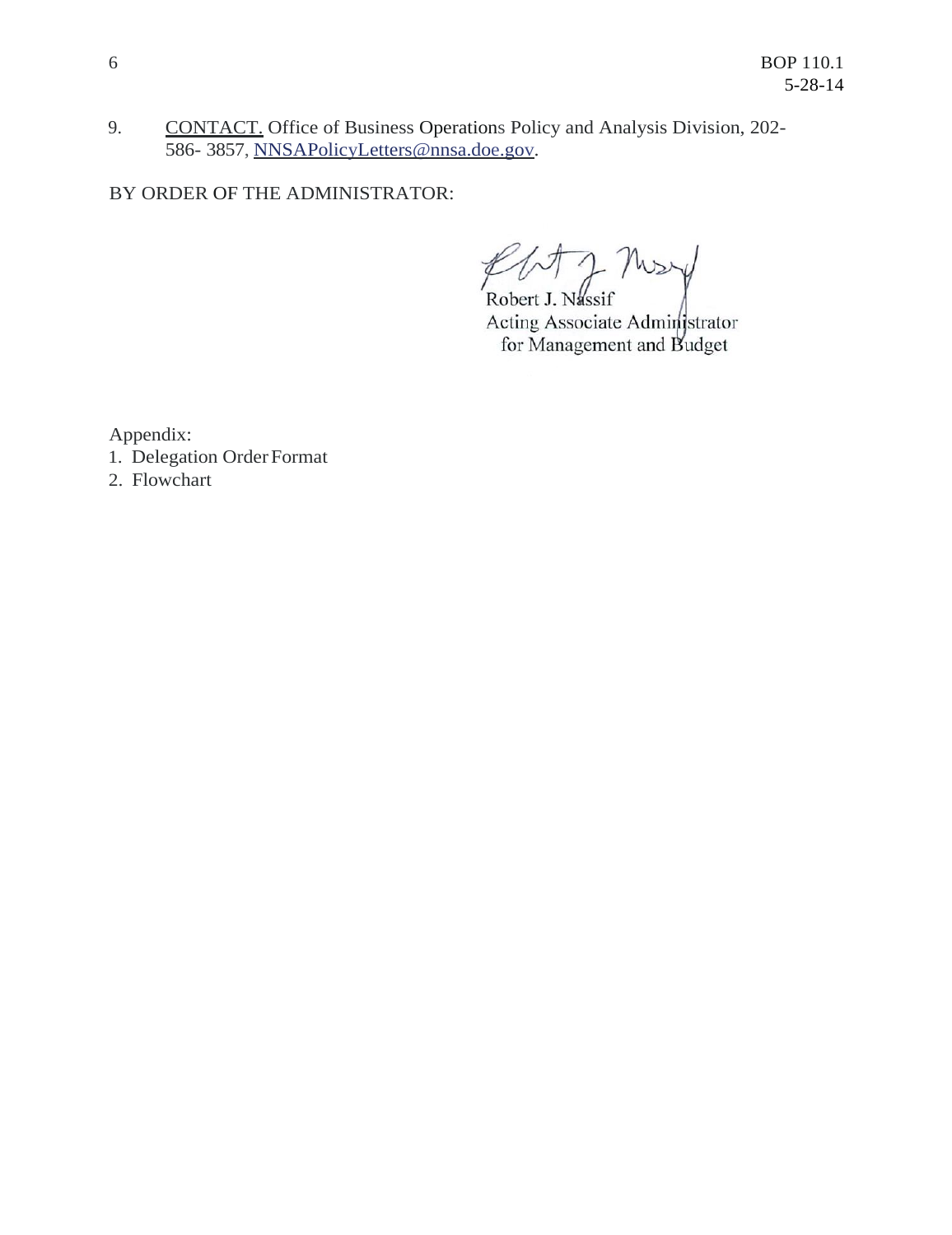9. CONTACT. Office of Business Operations Policy and Analysis Division, 202-586- 3857, NNSAPolicyLetters@nnsa.doe.gov.

BY ORDER OF THE ADMINISTRATOR:

Robert J. Nassif
Acting Associate Administrator
for Management and Budget

Appendix:
1. Delegation Order Format
2. Flowchart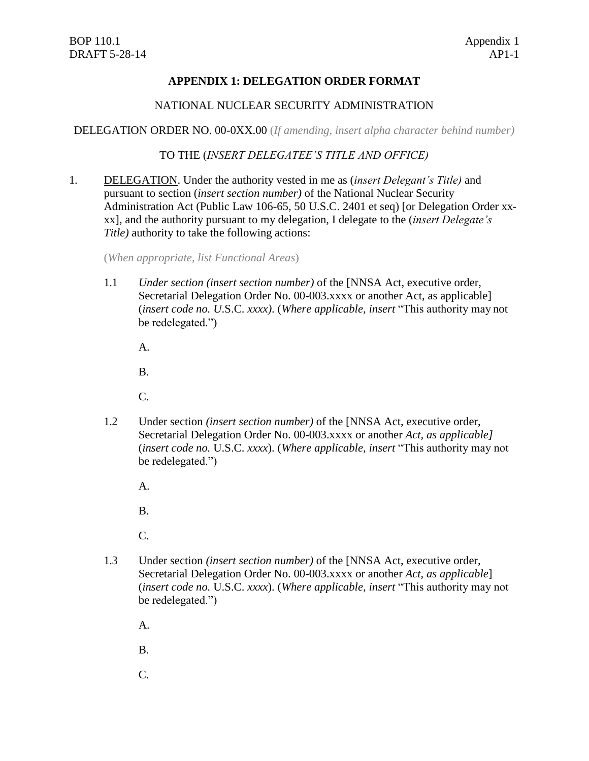## APPENDIX 1: DELEGATION ORDER FORMAT

NATIONAL NUCLEAR SECURITY ADMINISTRATION

DELEGATION ORDER NO. 00-0XX.00 (*If amending, insert alpha character behind number*)

TO THE (*INSERT DELEGATEE'S TITLE AND OFFICE)*

1. DELEGATION. Under the authority vested in me as (*insert Delegant's Title)* and pursuant to section (*insert section number)* of the National Nuclear Security Administration Act (Public Law 106-65, 50 U.S.C. 2401 et seq) [or Delegation Order xx-xx], and the authority pursuant to my delegation, I delegate to the (*insert Delegate's Title)* authority to take the following actions:

   (*When appropriate, list Functional Areas*)

   1.1 *Under section (insert section number)* of the [NNSA Act, executive order, Secretarial Delegation Order No. 00-003.xxxx or another Act, as applicable] (*insert code no. U*.S.C. *xxxx)*. (*Where applicable, insert* "This authority may not be redelegated.")

      A.

      B.

      C.

   1.2 Under section *(insert section number)* of the [NNSA Act, executive order, Secretarial Delegation Order No. 00-003.xxxx or another *Act, as applicable]* (*insert code no.* U.S.C. *xxxx*). (*Where applicable, insert* "This authority may not be redelegated.")

      A.

      B.

      C.

   1.3 Under section *(insert section number)* of the [NNSA Act, executive order, Secretarial Delegation Order No. 00-003.xxxx or another *Act, as applicable*] (*insert code no.* U.S.C. *xxxx*). (*Where applicable, insert* "This authority may not be redelegated.")

      A.

      B.

      C.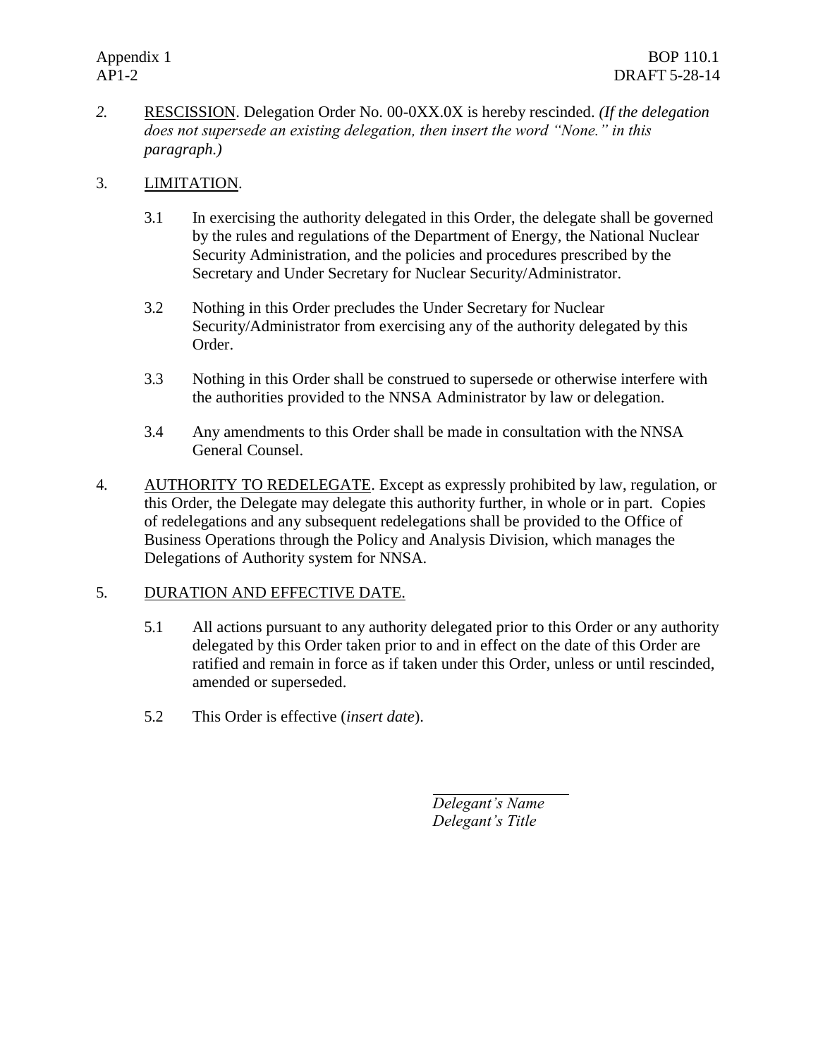*2.* RESCISSION. Delegation Order No. 00-0XX.0X is hereby rescinded. *(If the delegation does not supersede an existing delegation, then insert the word "None." in this paragraph.)*

3. LIMITATION.

3.1 In exercising the authority delegated in this Order, the delegate shall be governed by the rules and regulations of the Department of Energy, the National Nuclear Security Administration, and the policies and procedures prescribed by the Secretary and Under Secretary for Nuclear Security/Administrator.

3.2 Nothing in this Order precludes the Under Secretary for Nuclear Security/Administrator from exercising any of the authority delegated by this Order.

3.3 Nothing in this Order shall be construed to supersede or otherwise interfere with the authorities provided to the NNSA Administrator by law or delegation.

3.4 Any amendments to this Order shall be made in consultation with the NNSA General Counsel.

4. AUTHORITY TO REDELEGATE. Except as expressly prohibited by law, regulation, or this Order, the Delegate may delegate this authority further, in whole or in part. Copies of redelegations and any subsequent redelegations shall be provided to the Office of Business Operations through the Policy and Analysis Division, which manages the Delegations of Authority system for NNSA.

5. DURATION AND EFFECTIVE DATE.

5.1 All actions pursuant to any authority delegated prior to this Order or any authority delegated by this Order taken prior to and in effect on the date of this Order are ratified and remain in force as if taken under this Order, unless or until rescinded, amended or superseded.

5.2 This Order is effective (*insert date*).

\_\_\_\_\_\_\_\_\_\_\_\_\_\_\_\_\_\_\_\_

*Delegant's Name*
*Delegant's Title*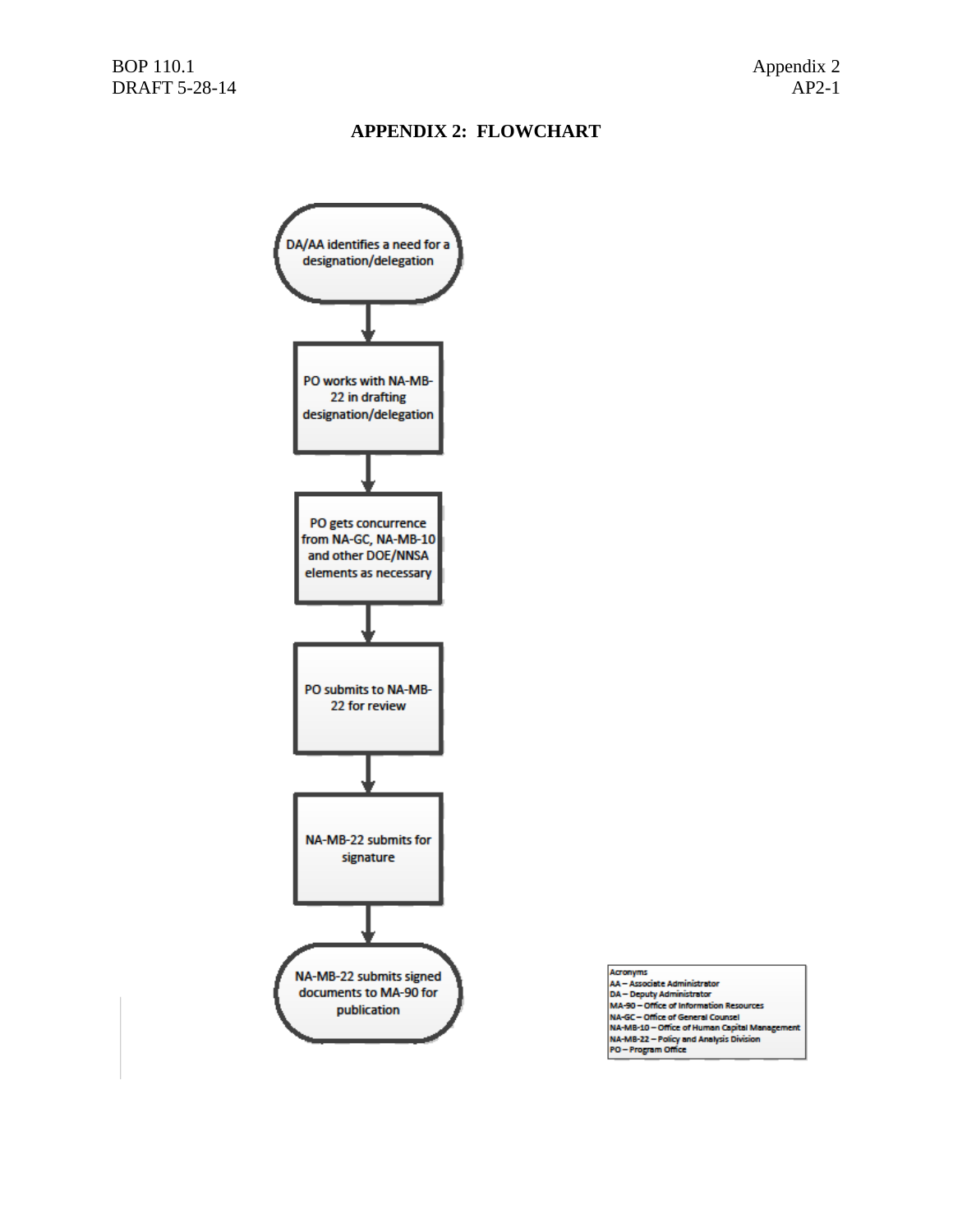# APPENDIX 2: FLOWCHART

DA/AA identifies a need for a designation/delegation

PO works with NA-MB-22 in drafting designation/delegation

PO gets concurrence from NA-GC, NA-MB-10 and other DOE/NNSA elements as necessary

PO submits to NA-MB-22 for review

NA-MB-22 submits for signature

NA-MB-22 submits signed documents to MA-90 for publication

Acronyms
AA – Associate Administrator
DA – Deputy Administrator
MA-90 – Office of Information Resources
NA-GC – Office of General Counsel
NA-MB-10 – Office of Human Capital Management
NA-MB-22 – Policy and Analysis Division
PO – Program Office